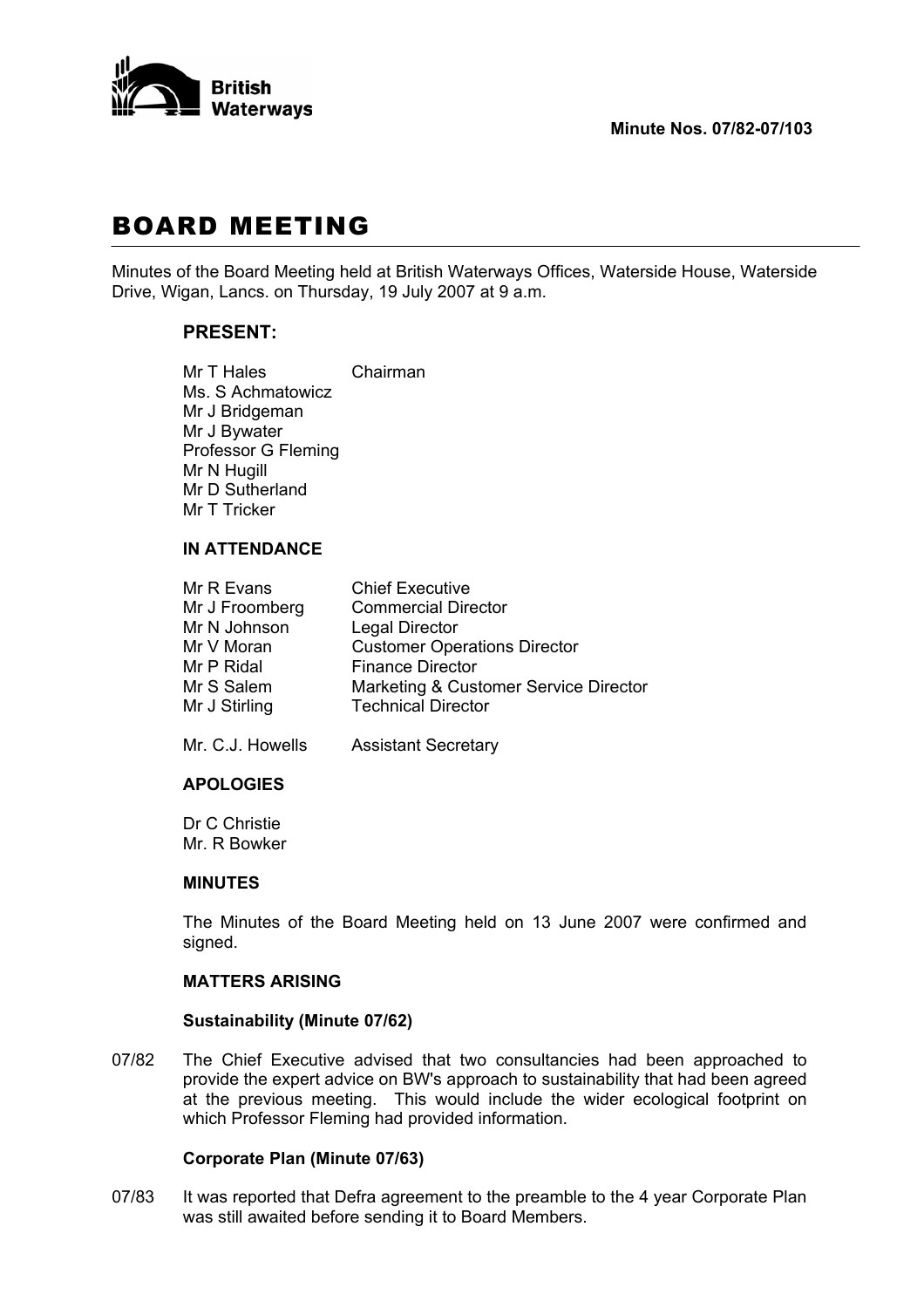**Minute Nos. 07/82-07/103**

# BOARD MEETING

Minutes of the Board Meeting held at British Waterways Offices, Waterside House, Waterside Drive, Wigan, Lancs. on Thursday, 19 July 2007 at 9 a.m.

## PRESENT:

| | |
|---|---|
| Mr T Hales | Chairman |
| Ms. S Achmatowicz | |
| Mr J Bridgeman | |
| Mr J Bywater | |
| Professor G Fleming | |
| Mr N Hugill | |
| Mr D Sutherland | |
| Mr T Tricker | |

### IN ATTENDANCE

| | |
|---|---|
| Mr R Evans | Chief Executive |
| Mr J Froomberg | Commercial Director |
| Mr N Johnson | Legal Director |
| Mr V Moran | Customer Operations Director |
| Mr P Ridal | Finance Director |
| Mr S Salem | Marketing & Customer Service Director |
| Mr J Stirling | Technical Director |
| Mr. C.J. Howells | Assistant Secretary |

### APOLOGIES

Dr C Christie
Mr. R Bowker

### MINUTES

The Minutes of the Board Meeting held on 13 June 2007 were confirmed and signed.

### MATTERS ARISING

**Sustainability (Minute 07/62)**

07/82 The Chief Executive advised that two consultancies had been approached to provide the expert advice on BW's approach to sustainability that had been agreed at the previous meeting. This would include the wider ecological footprint on which Professor Fleming had provided information.

**Corporate Plan (Minute 07/63)**

07/83 It was reported that Defra agreement to the preamble to the 4 year Corporate Plan was still awaited before sending it to Board Members.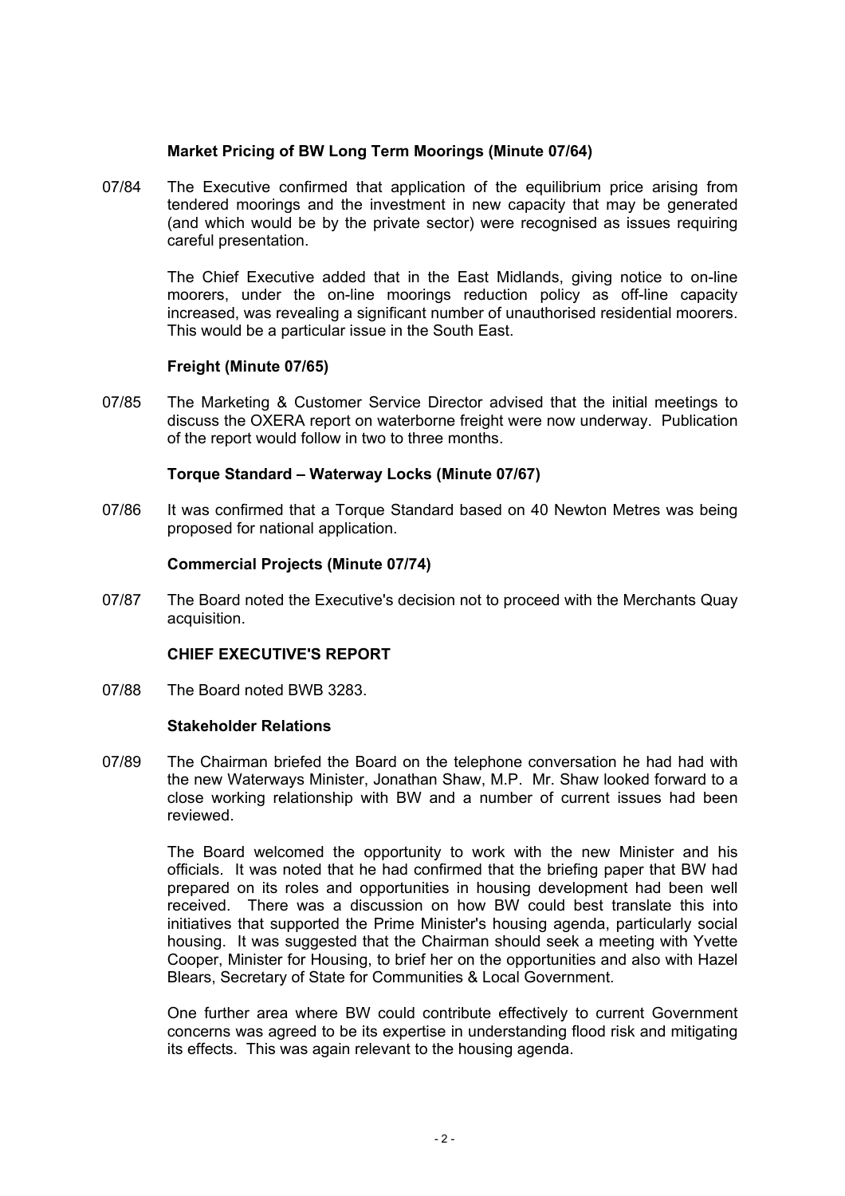### Market Pricing of BW Long Term Moorings (Minute 07/64)

07/84 The Executive confirmed that application of the equilibrium price arising from tendered moorings and the investment in new capacity that may be generated (and which would be by the private sector) were recognised as issues requiring careful presentation.

The Chief Executive added that in the East Midlands, giving notice to on-line moorers, under the on-line moorings reduction policy as off-line capacity increased, was revealing a significant number of unauthorised residential moorers. This would be a particular issue in the South East.

### Freight (Minute 07/65)

07/85 The Marketing & Customer Service Director advised that the initial meetings to discuss the OXERA report on waterborne freight were now underway. Publication of the report would follow in two to three months.

### Torque Standard – Waterway Locks (Minute 07/67)

07/86 It was confirmed that a Torque Standard based on 40 Newton Metres was being proposed for national application.

### Commercial Projects (Minute 07/74)

07/87 The Board noted the Executive's decision not to proceed with the Merchants Quay acquisition.

## CHIEF EXECUTIVE'S REPORT

07/88 The Board noted BWB 3283.

### Stakeholder Relations

07/89 The Chairman briefed the Board on the telephone conversation he had had with the new Waterways Minister, Jonathan Shaw, M.P. Mr. Shaw looked forward to a close working relationship with BW and a number of current issues had been reviewed.

The Board welcomed the opportunity to work with the new Minister and his officials. It was noted that he had confirmed that the briefing paper that BW had prepared on its roles and opportunities in housing development had been well received. There was a discussion on how BW could best translate this into initiatives that supported the Prime Minister's housing agenda, particularly social housing. It was suggested that the Chairman should seek a meeting with Yvette Cooper, Minister for Housing, to brief her on the opportunities and also with Hazel Blears, Secretary of State for Communities & Local Government.

One further area where BW could contribute effectively to current Government concerns was agreed to be its expertise in understanding flood risk and mitigating its effects. This was again relevant to the housing agenda.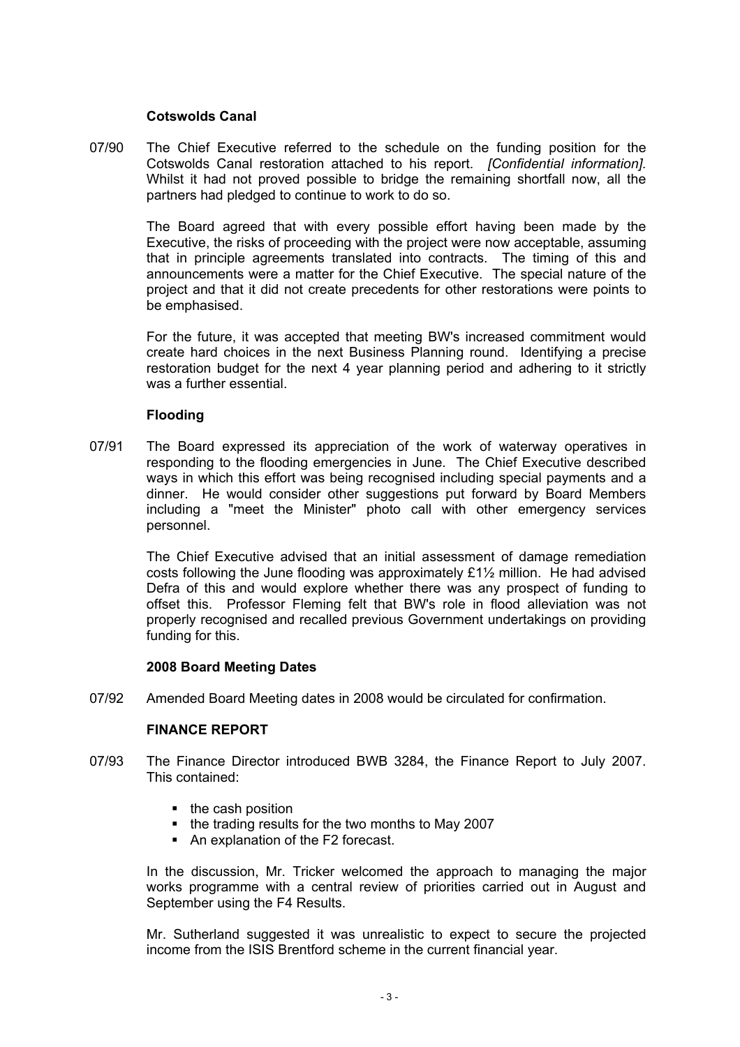**Cotswolds Canal**

07/90 The Chief Executive referred to the schedule on the funding position for the Cotswolds Canal restoration attached to his report. *[Confidential information].* Whilst it had not proved possible to bridge the remaining shortfall now, all the partners had pledged to continue to work to do so.

The Board agreed that with every possible effort having been made by the Executive, the risks of proceeding with the project were now acceptable, assuming that in principle agreements translated into contracts. The timing of this and announcements were a matter for the Chief Executive. The special nature of the project and that it did not create precedents for other restorations were points to be emphasised.

For the future, it was accepted that meeting BW's increased commitment would create hard choices in the next Business Planning round. Identifying a precise restoration budget for the next 4 year planning period and adhering to it strictly was a further essential.

**Flooding**

07/91 The Board expressed its appreciation of the work of waterway operatives in responding to the flooding emergencies in June. The Chief Executive described ways in which this effort was being recognised including special payments and a dinner. He would consider other suggestions put forward by Board Members including a "meet the Minister" photo call with other emergency services personnel.

The Chief Executive advised that an initial assessment of damage remediation costs following the June flooding was approximately £1½ million. He had advised Defra of this and would explore whether there was any prospect of funding to offset this. Professor Fleming felt that BW's role in flood alleviation was not properly recognised and recalled previous Government undertakings on providing funding for this.

**2008 Board Meeting Dates**

07/92 Amended Board Meeting dates in 2008 would be circulated for confirmation.

**FINANCE REPORT**

07/93 The Finance Director introduced BWB 3284, the Finance Report to July 2007. This contained:

- the cash position
- the trading results for the two months to May 2007
- An explanation of the F2 forecast.

In the discussion, Mr. Tricker welcomed the approach to managing the major works programme with a central review of priorities carried out in August and September using the F4 Results.

Mr. Sutherland suggested it was unrealistic to expect to secure the projected income from the ISIS Brentford scheme in the current financial year.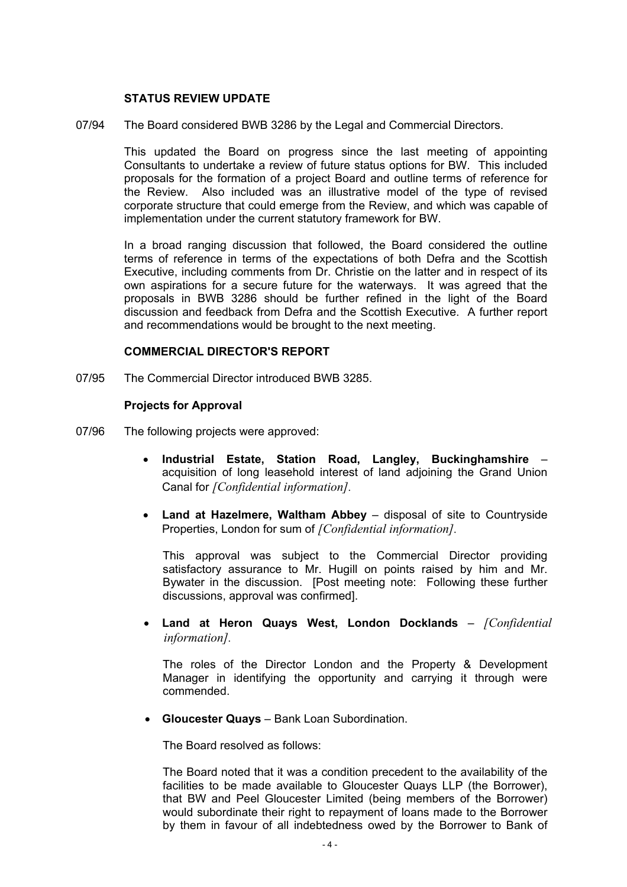**STATUS REVIEW UPDATE**

07/94 The Board considered BWB 3286 by the Legal and Commercial Directors.

This updated the Board on progress since the last meeting of appointing Consultants to undertake a review of future status options for BW. This included proposals for the formation of a project Board and outline terms of reference for the Review. Also included was an illustrative model of the type of revised corporate structure that could emerge from the Review, and which was capable of implementation under the current statutory framework for BW.

In a broad ranging discussion that followed, the Board considered the outline terms of reference in terms of the expectations of both Defra and the Scottish Executive, including comments from Dr. Christie on the latter and in respect of its own aspirations for a secure future for the waterways. It was agreed that the proposals in BWB 3286 should be further refined in the light of the Board discussion and feedback from Defra and the Scottish Executive. A further report and recommendations would be brought to the next meeting.

**COMMERCIAL DIRECTOR'S REPORT**

07/95 The Commercial Director introduced BWB 3285.

**Projects for Approval**

07/96 The following projects were approved:

- **Industrial Estate, Station Road, Langley, Buckinghamshire** – acquisition of long leasehold interest of land adjoining the Grand Union Canal for *[Confidential information]*.

- **Land at Hazelmere, Waltham Abbey** – disposal of site to Countryside Properties, London for sum of *[Confidential information]*.

  This approval was subject to the Commercial Director providing satisfactory assurance to Mr. Hugill on points raised by him and Mr. Bywater in the discussion. [Post meeting note: Following these further discussions, approval was confirmed].

- **Land at Heron Quays West, London Docklands** – *[Confidential information]*.

  The roles of the Director London and the Property & Development Manager in identifying the opportunity and carrying it through were commended.

- **Gloucester Quays** – Bank Loan Subordination.

  The Board resolved as follows:

  The Board noted that it was a condition precedent to the availability of the facilities to be made available to Gloucester Quays LLP (the Borrower), that BW and Peel Gloucester Limited (being members of the Borrower) would subordinate their right to repayment of loans made to the Borrower by them in favour of all indebtedness owed by the Borrower to Bank of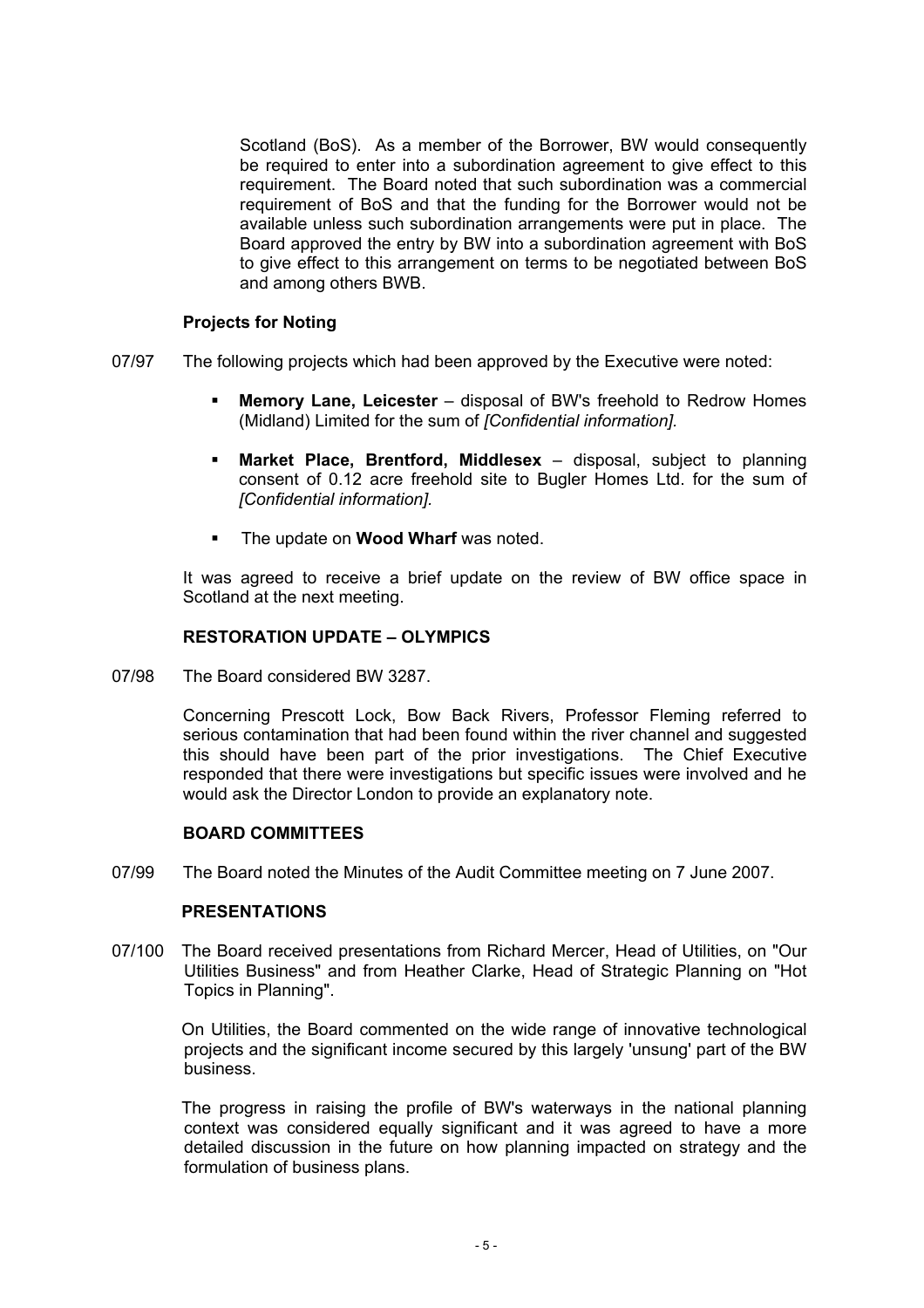Scotland (BoS). As a member of the Borrower, BW would consequently be required to enter into a subordination agreement to give effect to this requirement. The Board noted that such subordination was a commercial requirement of BoS and that the funding for the Borrower would not be available unless such subordination arrangements were put in place. The Board approved the entry by BW into a subordination agreement with BoS to give effect to this arrangement on terms to be negotiated between BoS and among others BWB.

**Projects for Noting**

07/97 The following projects which had been approved by the Executive were noted:

- **Memory Lane, Leicester** – disposal of BW's freehold to Redrow Homes (Midland) Limited for the sum of *[Confidential information].*
- **Market Place, Brentford, Middlesex** – disposal, subject to planning consent of 0.12 acre freehold site to Bugler Homes Ltd. for the sum of *[Confidential information].*
- The update on **Wood Wharf** was noted.

It was agreed to receive a brief update on the review of BW office space in Scotland at the next meeting.

**RESTORATION UPDATE – OLYMPICS**

07/98 The Board considered BW 3287.

Concerning Prescott Lock, Bow Back Rivers, Professor Fleming referred to serious contamination that had been found within the river channel and suggested this should have been part of the prior investigations. The Chief Executive responded that there were investigations but specific issues were involved and he would ask the Director London to provide an explanatory note.

**BOARD COMMITTEES**

07/99 The Board noted the Minutes of the Audit Committee meeting on 7 June 2007.

**PRESENTATIONS**

07/100 The Board received presentations from Richard Mercer, Head of Utilities, on "Our Utilities Business" and from Heather Clarke, Head of Strategic Planning on "Hot Topics in Planning".

On Utilities, the Board commented on the wide range of innovative technological projects and the significant income secured by this largely 'unsung' part of the BW business.

The progress in raising the profile of BW's waterways in the national planning context was considered equally significant and it was agreed to have a more detailed discussion in the future on how planning impacted on strategy and the formulation of business plans.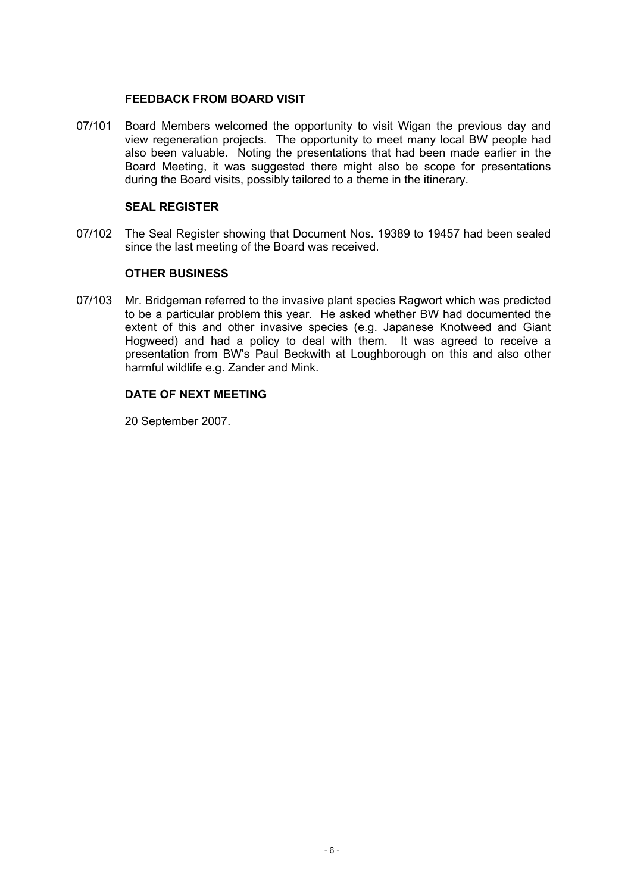## FEEDBACK FROM BOARD VISIT

07/101 Board Members welcomed the opportunity to visit Wigan the previous day and view regeneration projects. The opportunity to meet many local BW people had also been valuable. Noting the presentations that had been made earlier in the Board Meeting, it was suggested there might also be scope for presentations during the Board visits, possibly tailored to a theme in the itinerary.

## SEAL REGISTER

07/102 The Seal Register showing that Document Nos. 19389 to 19457 had been sealed since the last meeting of the Board was received.

## OTHER BUSINESS

07/103 Mr. Bridgeman referred to the invasive plant species Ragwort which was predicted to be a particular problem this year. He asked whether BW had documented the extent of this and other invasive species (e.g. Japanese Knotweed and Giant Hogweed) and had a policy to deal with them. It was agreed to receive a presentation from BW's Paul Beckwith at Loughborough on this and also other harmful wildlife e.g. Zander and Mink.

## DATE OF NEXT MEETING

20 September 2007.